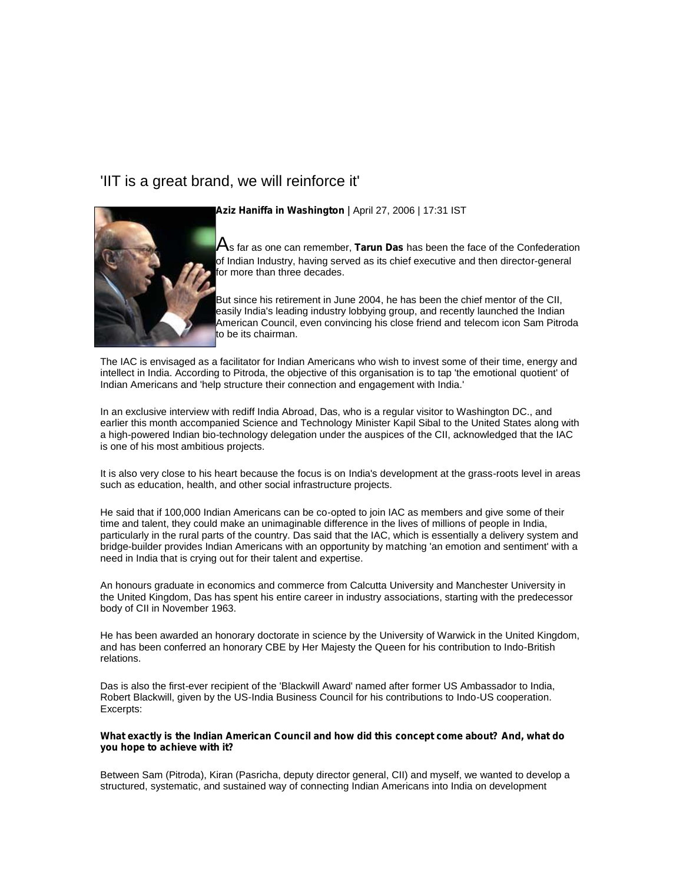# 'IIT is a great brand, we will reinforce it'

**Aziz Haniffa in Washington** | April 27, 2006 | 17:31 IST

As far as one can remember, **Tarun Das** has been the face of the Confederation of Indian Industry, having served as its chief executive and then director-general for more than three decades.

But since his retirement in June 2004, he has been the chief mentor of the CII, easily India's leading industry lobbying group, and recently launched the Indian American Council, even convincing his close friend and telecom icon Sam Pitroda to be its chairman.

The IAC is envisaged as a facilitator for Indian Americans who wish to invest some of their time, energy and intellect in India. According to Pitroda, the objective of this organisation is to tap 'the emotional quotient' of Indian Americans and 'help structure their connection and engagement with India.'

In an exclusive interview with rediff India Abroad, Das, who is a regular visitor to Washington DC., and earlier this month accompanied Science and Technology Minister Kapil Sibal to the United States along with a high-powered Indian bio-technology delegation under the auspices of the CII, acknowledged that the IAC is one of his most ambitious projects.

It is also very close to his heart because the focus is on India's development at the grass-roots level in areas such as education, health, and other social infrastructure projects.

He said that if 100,000 Indian Americans can be co-opted to join IAC as members and give some of their time and talent, they could make an unimaginable difference in the lives of millions of people in India, particularly in the rural parts of the country. Das said that the IAC, which is essentially a delivery system and bridge-builder provides Indian Americans with an opportunity by matching 'an emotion and sentiment' with a need in India that is crying out for their talent and expertise.

An honours graduate in economics and commerce from Calcutta University and Manchester University in the United Kingdom, Das has spent his entire career in industry associations, starting with the predecessor body of CII in November 1963.

He has been awarded an honorary doctorate in science by the University of Warwick in the United Kingdom, and has been conferred an honorary CBE by Her Majesty the Queen for his contribution to Indo-British relations.

Das is also the first-ever recipient of the 'Blackwill Award' named after former US Ambassador to India, Robert Blackwill, given by the US-India Business Council for his contributions to Indo-US cooperation. Excerpts:

**What exactly is the Indian American Council and how did this concept come about? And, what do you hope to achieve with it?**

Between Sam (Pitroda), Kiran (Pasricha, deputy director general, CII) and myself, we wanted to develop a structured, systematic, and sustained way of connecting Indian Americans into India on development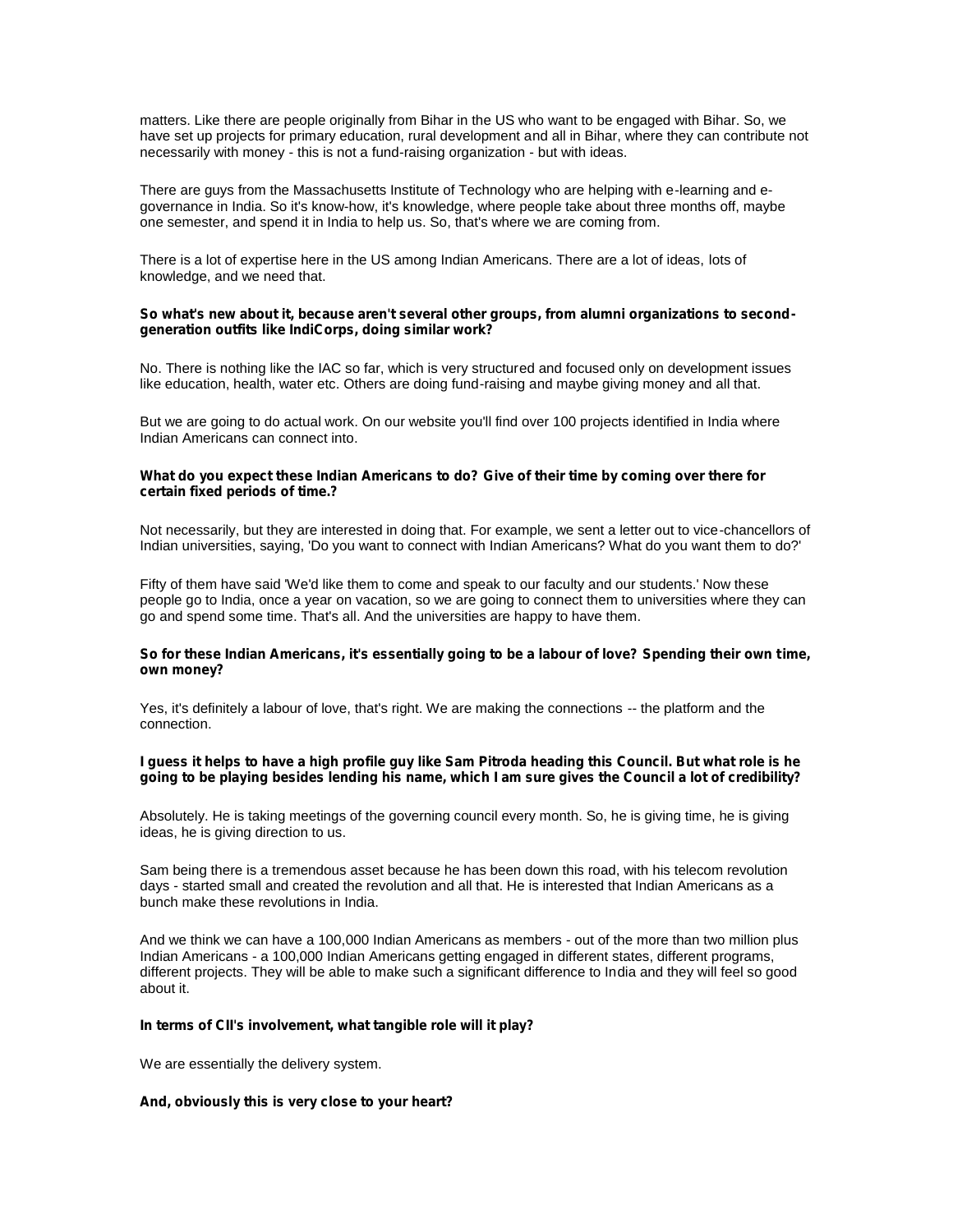matters. Like there are people originally from Bihar in the US who want to be engaged with Bihar. So, we have set up projects for primary education, rural development and all in Bihar, where they can contribute not necessarily with money - this is not a fund-raising organization - but with ideas.

There are guys from the Massachusetts Institute of Technology who are helping with e-learning and e-governance in India. So it's know-how, it's knowledge, where people take about three months off, maybe one semester, and spend it in India to help us. So, that's where we are coming from.

There is a lot of expertise here in the US among Indian Americans. There are a lot of ideas, lots of knowledge, and we need that.

**So what's new about it, because aren't several other groups, from alumni organizations to second-generation outfits like IndiCorps, doing similar work?**

No. There is nothing like the IAC so far, which is very structured and focused only on development issues like education, health, water etc. Others are doing fund-raising and maybe giving money and all that.

But we are going to do actual work. On our website you'll find over 100 projects identified in India where Indian Americans can connect into.

**What do you expect these Indian Americans to do? Give of their time by coming over there for certain fixed periods of time.?**

Not necessarily, but they are interested in doing that. For example, we sent a letter out to vice-chancellors of Indian universities, saying, 'Do you want to connect with Indian Americans? What do you want them to do?'

Fifty of them have said 'We'd like them to come and speak to our faculty and our students.' Now these people go to India, once a year on vacation, so we are going to connect them to universities where they can go and spend some time. That's all. And the universities are happy to have them.

**So for these Indian Americans, it's essentially going to be a labour of love? Spending their own time, own money?**

Yes, it's definitely a labour of love, that's right. We are making the connections -- the platform and the connection.

**I guess it helps to have a high profile guy like Sam Pitroda heading this Council. But what role is he going to be playing besides lending his name, which I am sure gives the Council a lot of credibility?**

Absolutely. He is taking meetings of the governing council every month. So, he is giving time, he is giving ideas, he is giving direction to us.

Sam being there is a tremendous asset because he has been down this road, with his telecom revolution days - started small and created the revolution and all that. He is interested that Indian Americans as a bunch make these revolutions in India.

And we think we can have a 100,000 Indian Americans as members - out of the more than two million plus Indian Americans - a 100,000 Indian Americans getting engaged in different states, different programs, different projects. They will be able to make such a significant difference to India and they will feel so good about it.

**In terms of CII's involvement, what tangible role will it play?**

We are essentially the delivery system.

**And, obviously this is very close to your heart?**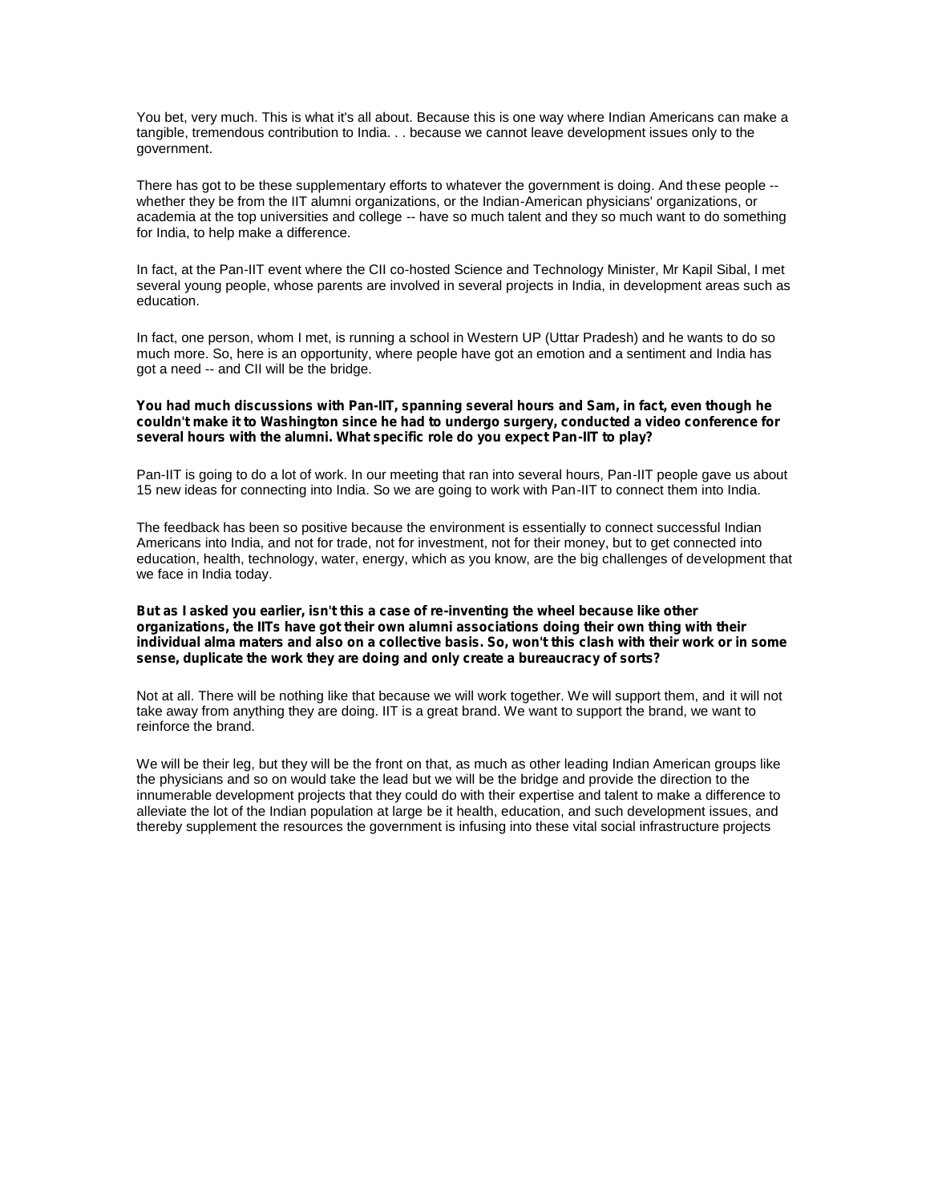You bet, very much. This is what it's all about. Because this is one way where Indian Americans can make a tangible, tremendous contribution to India. . . because we cannot leave development issues only to the government.

There has got to be these supplementary efforts to whatever the government is doing. And these people -- whether they be from the IIT alumni organizations, or the Indian-American physicians' organizations, or academia at the top universities and college -- have so much talent and they so much want to do something for India, to help make a difference.

In fact, at the Pan-IIT event where the CII co-hosted Science and Technology Minister, Mr Kapil Sibal, I met several young people, whose parents are involved in several projects in India, in development areas such as education.

In fact, one person, whom I met, is running a school in Western UP (Uttar Pradesh) and he wants to do so much more. So, here is an opportunity, where people have got an emotion and a sentiment and India has got a need -- and CII will be the bridge.

**You had much discussions with Pan-IIT, spanning several hours and Sam, in fact, even though he couldn't make it to Washington since he had to undergo surgery, conducted a video conference for several hours with the alumni. What specific role do you expect Pan-IIT to play?**

Pan-IIT is going to do a lot of work. In our meeting that ran into several hours, Pan-IIT people gave us about 15 new ideas for connecting into India. So we are going to work with Pan-IIT to connect them into India.

The feedback has been so positive because the environment is essentially to connect successful Indian Americans into India, and not for trade, not for investment, not for their money, but to get connected into education, health, technology, water, energy, which as you know, are the big challenges of development that we face in India today.

**But as I asked you earlier, isn't this a case of re-inventing the wheel because like other organizations, the IITs have got their own alumni associations doing their own thing with their individual alma maters and also on a collective basis. So, won't this clash with their work or in some sense, duplicate the work they are doing and only create a bureaucracy of sorts?**

Not at all. There will be nothing like that because we will work together. We will support them, and it will not take away from anything they are doing. IIT is a great brand. We want to support the brand, we want to reinforce the brand.

We will be their leg, but they will be the front on that, as much as other leading Indian American groups like the physicians and so on would take the lead but we will be the bridge and provide the direction to the innumerable development projects that they could do with their expertise and talent to make a difference to alleviate the lot of the Indian population at large be it health, education, and such development issues, and thereby supplement the resources the government is infusing into these vital social infrastructure projects